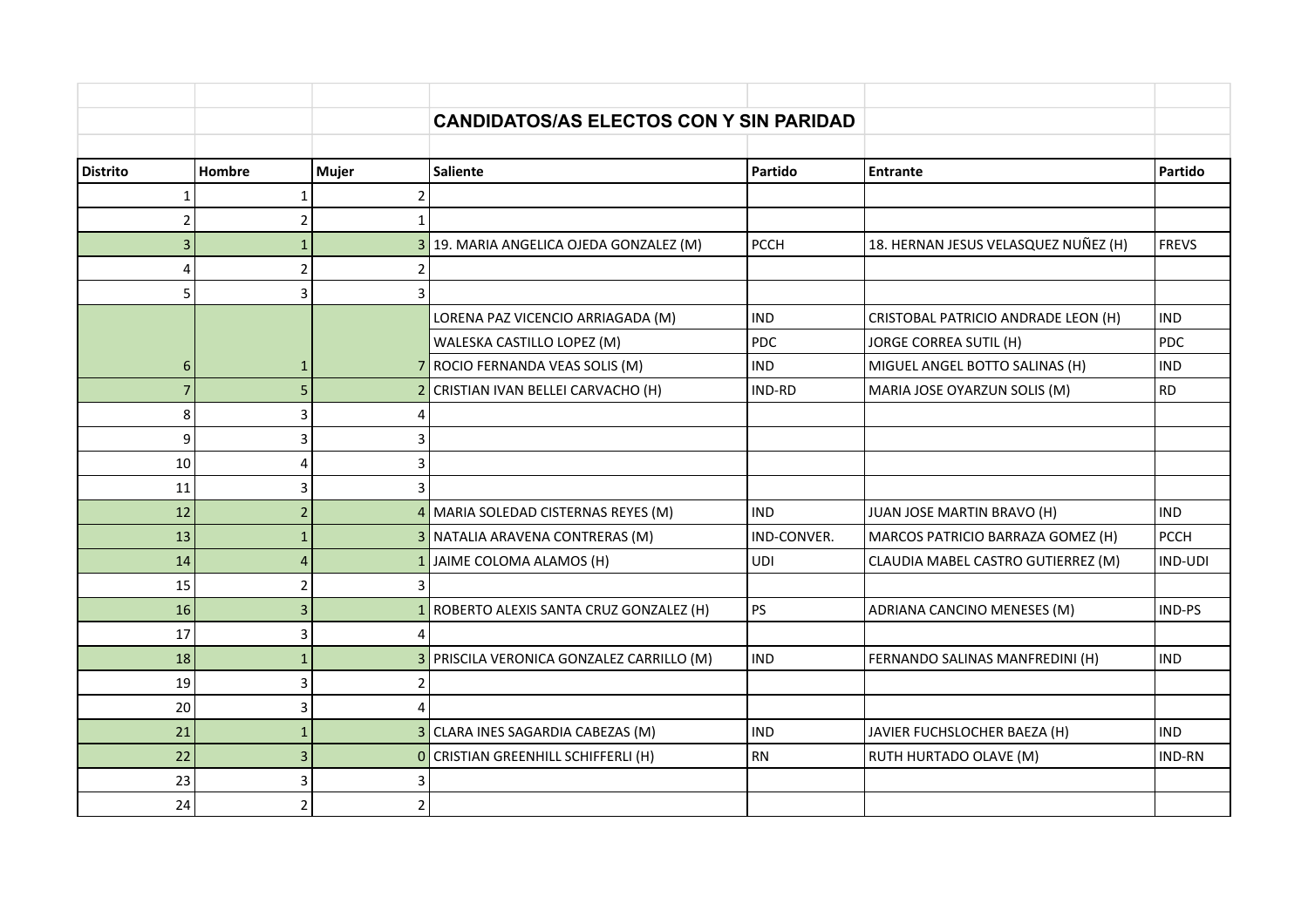## CANDIDATOS/AS ELECTOS CON Y SIN PARIDAD

| Distrito | Hombre | Mujer | Saliente | Partido | Entrante | Partido |
|---|---|---|---|---|---|---|
| 1 | 1 | 2 | | | | |
| 2 | 2 | 1 | | | | |
| 3 | 1 | 3 | 19. MARIA ANGELICA OJEDA GONZALEZ (M) | PCCH | 18. HERNAN JESUS VELASQUEZ NUÑEZ (H) | FREVS |
| 4 | 2 | 2 | | | | |
| 5 | 3 | 3 | | | | |
| | | | LORENA PAZ VICENCIO ARRIAGADA (M) | IND | CRISTOBAL PATRICIO ANDRADE LEON (H) | IND |
| | | | WALESKA CASTILLO LOPEZ (M) | PDC | JORGE CORREA SUTIL (H) | PDC |
| 6 | 1 | 7 | ROCIO FERNANDA VEAS SOLIS (M) | IND | MIGUEL ANGEL BOTTO SALINAS (H) | IND |
| 7 | 5 | 2 | CRISTIAN IVAN BELLEI CARVACHO (H) | IND-RD | MARIA JOSE OYARZUN SOLIS (M) | RD |
| 8 | 3 | 4 | | | | |
| 9 | 3 | 3 | | | | |
| 10 | 4 | 3 | | | | |
| 11 | 3 | 3 | | | | |
| 12 | 2 | 4 | MARIA SOLEDAD CISTERNAS REYES (M) | IND | JUAN JOSE MARTIN BRAVO (H) | IND |
| 13 | 1 | 3 | NATALIA ARAVENA CONTRERAS (M) | IND-CONVER. | MARCOS PATRICIO BARRAZA GOMEZ (H) | PCCH |
| 14 | 4 | 1 | JAIME COLOMA ALAMOS (H) | UDI | CLAUDIA MABEL CASTRO GUTIERREZ (M) | IND-UDI |
| 15 | 2 | 3 | | | | |
| 16 | 3 | 1 | ROBERTO ALEXIS SANTA CRUZ GONZALEZ (H) | PS | ADRIANA CANCINO MENESES (M) | IND-PS |
| 17 | 3 | 4 | | | | |
| 18 | 1 | 3 | PRISCILA VERONICA GONZALEZ CARRILLO (M) | IND | FERNANDO SALINAS MANFREDINI (H) | IND |
| 19 | 3 | 2 | | | | |
| 20 | 3 | 4 | | | | |
| 21 | 1 | 3 | CLARA INES SAGARDIA CABEZAS (M) | IND | JAVIER FUCHSLOCHER BAEZA (H) | IND |
| 22 | 3 | 0 | CRISTIAN GREENHILL SCHIFFERLI (H) | RN | RUTH HURTADO OLAVE (M) | IND-RN |
| 23 | 3 | 3 | | | | |
| 24 | 2 | 2 | | | | |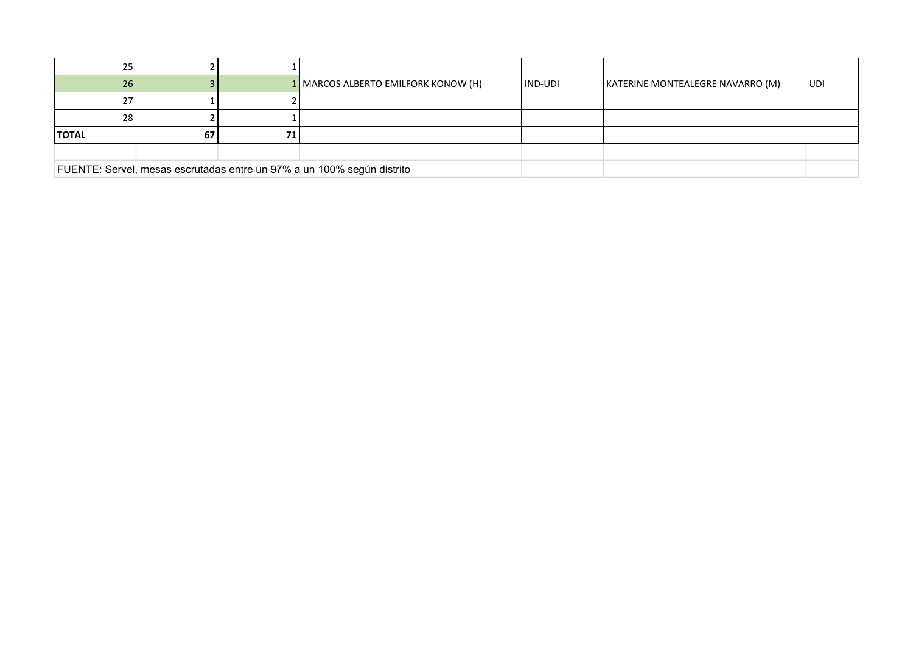| | | | | | | |
|---|---|---|---|---|---|---|
| 25 | 2 | 1 | | | | |
| 26 | 3 | 1 | MARCOS ALBERTO EMILFORK KONOW (H) | IND-UDI | KATERINE MONTEALEGRE NAVARRO (M) | UDI |
| 27 | 1 | 2 | | | | |
| 28 | 2 | 1 | | | | |
| **TOTAL** | **67** | **71** | | | | |

FUENTE: Servel, mesas escrutadas entre un 97% a un 100% según distrito